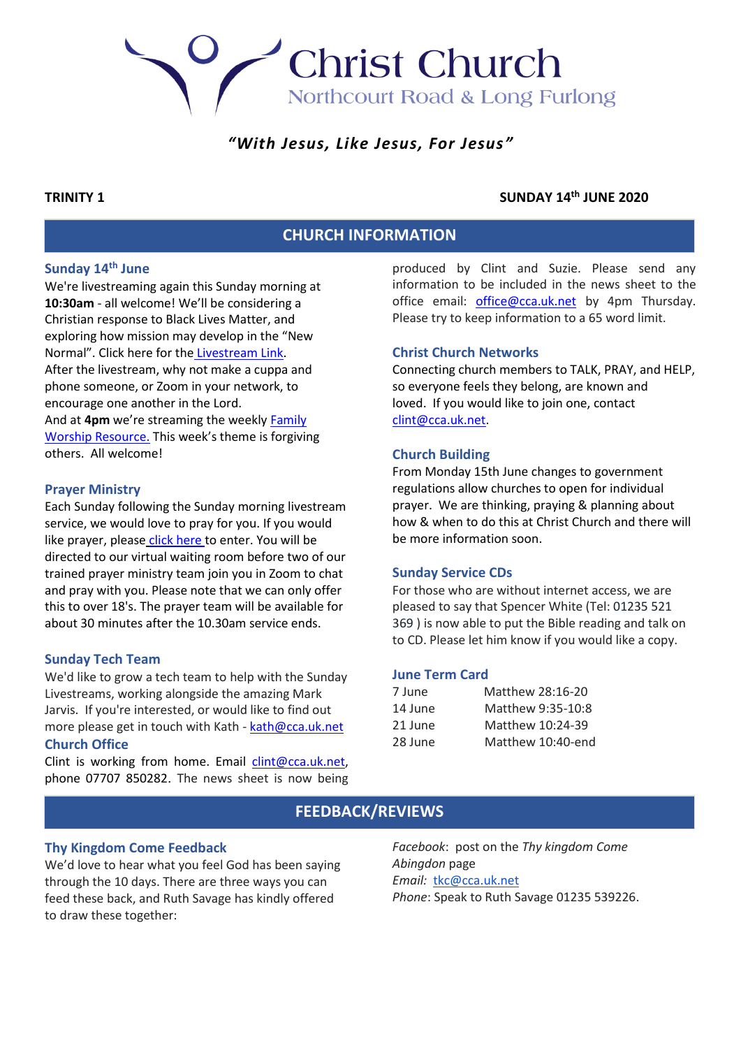# Christ Church

Northcourt Road & Long Furlong

*"With Jesus, Like Jesus, For Jesus"*

**TRINITY 1** **SUNDAY 14th JUNE 2020**

## CHURCH INFORMATION

### Sunday 14th June

We're livestreaming again this Sunday morning at **10:30am** - all welcome! We'll be considering a Christian response to Black Lives Matter, and exploring how mission may develop in the "New Normal". Click here for the Livestream Link.
After the livestream, why not make a cuppa and phone someone, or Zoom in your network, to encourage one another in the Lord.
And at **4pm** we're streaming the weekly Family Worship Resource. This week's theme is forgiving others. All welcome!

### Prayer Ministry

Each Sunday following the Sunday morning livestream service, we would love to pray for you. If you would like prayer, please click here to enter. You will be directed to our virtual waiting room before two of our trained prayer ministry team join you in Zoom to chat and pray with you. Please note that we can only offer this to over 18's. The prayer team will be available for about 30 minutes after the 10.30am service ends.

### Sunday Tech Team

We'd like to grow a tech team to help with the Sunday Livestreams, working alongside the amazing Mark Jarvis. If you're interested, or would like to find out more please get in touch with Kath - kath@cca.uk.net

### Church Office

Clint is working from home. Email clint@cca.uk.net, phone 07707 850282. The news sheet is now being produced by Clint and Suzie. Please send any information to be included in the news sheet to the office email: office@cca.uk.net by 4pm Thursday. Please try to keep information to a 65 word limit.

### Christ Church Networks

Connecting church members to TALK, PRAY, and HELP, so everyone feels they belong, are known and loved. If you would like to join one, contact clint@cca.uk.net.

### Church Building

From Monday 15th June changes to government regulations allow churches to open for individual prayer. We are thinking, praying & planning about how & when to do this at Christ Church and there will be more information soon.

### Sunday Service CDs

For those who are without internet access, we are pleased to say that Spencer White (Tel: 01235 521 369 ) is now able to put the Bible reading and talk on to CD. Please let him know if you would like a copy.

### June Term Card

| | |
|---|---|
| 7 June | Matthew 28:16-20 |
| 14 June | Matthew 9:35-10:8 |
| 21 June | Matthew 10:24-39 |
| 28 June | Matthew 10:40-end |

## FEEDBACK/REVIEWS

### Thy Kingdom Come Feedback

We'd love to hear what you feel God has been saying through the 10 days. There are three ways you can feed these back, and Ruth Savage has kindly offered to draw these together:

*Facebook*: post on the *Thy kingdom Come Abingdon* page
*Email:* tkc@cca.uk.net
*Phone*: Speak to Ruth Savage 01235 539226.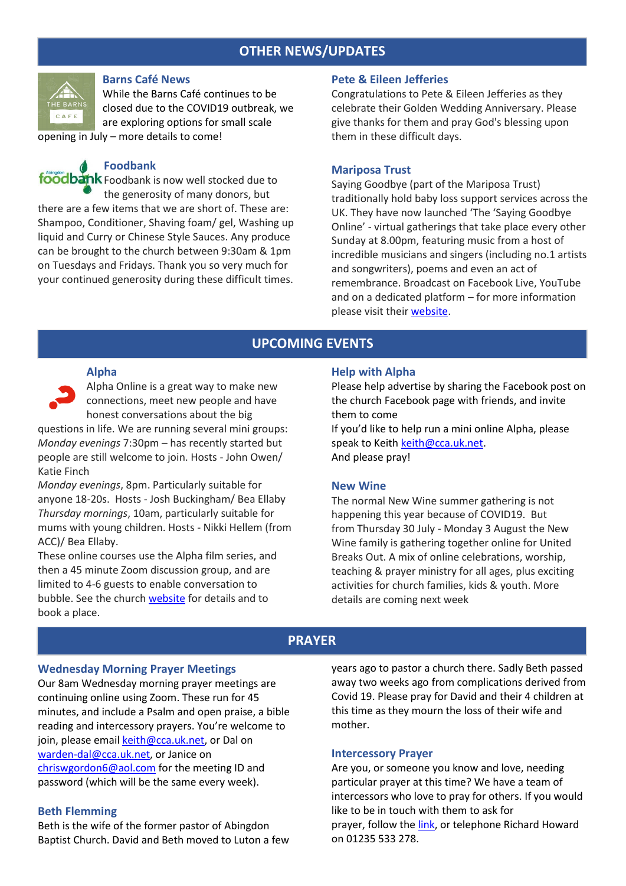## OTHER NEWS/UPDATES

### Barns Café News

While the Barns Café continues to be closed due to the COVID19 outbreak, we are exploring options for small scale opening in July – more details to come!

### Foodbank

Foodbank is now well stocked due to the generosity of many donors, but there are a few items that we are short of. These are: Shampoo, Conditioner, Shaving foam/ gel, Washing up liquid and Curry or Chinese Style Sauces. Any produce can be brought to the church between 9:30am & 1pm on Tuesdays and Fridays. Thank you so very much for your continued generosity during these difficult times.

### Pete & Eileen Jefferies

Congratulations to Pete & Eileen Jefferies as they celebrate their Golden Wedding Anniversary. Please give thanks for them and pray God's blessing upon them in these difficult days.

### Mariposa Trust

Saying Goodbye (part of the Mariposa Trust) traditionally hold baby loss support services across the UK. They have now launched 'The 'Saying Goodbye Online' - virtual gatherings that take place every other Sunday at 8.00pm, featuring music from a host of incredible musicians and singers (including no.1 artists and songwriters), poems and even an act of remembrance. Broadcast on Facebook Live, YouTube and on a dedicated platform – for more information please visit their website.

## UPCOMING EVENTS

### Alpha

Alpha Online is a great way to make new connections, meet new people and have honest conversations about the big questions in life. We are running several mini groups:

*Monday evenings* 7:30pm – has recently started but people are still welcome to join. Hosts - John Owen/ Katie Finch

*Monday evenings*, 8pm. Particularly suitable for anyone 18-20s. Hosts - Josh Buckingham/ Bea Ellaby

*Thursday mornings*, 10am, particularly suitable for mums with young children. Hosts - Nikki Hellem (from ACC)/ Bea Ellaby.

These online courses use the Alpha film series, and then a 45 minute Zoom discussion group, and are limited to 4-6 guests to enable conversation to bubble. See the church website for details and to book a place.

### Help with Alpha

Please help advertise by sharing the Facebook post on the church Facebook page with friends, and invite them to come

If you'd like to help run a mini online Alpha, please speak to Keith keith@cca.uk.net.

And please pray!

### New Wine

The normal New Wine summer gathering is not happening this year because of COVID19. But from Thursday 30 July - Monday 3 August the New Wine family is gathering together online for United Breaks Out. A mix of online celebrations, worship, teaching & prayer ministry for all ages, plus exciting activities for church families, kids & youth. More details are coming next week

## PRAYER

### Wednesday Morning Prayer Meetings

Our 8am Wednesday morning prayer meetings are continuing online using Zoom. These run for 45 minutes, and include a Psalm and open praise, a bible reading and intercessory prayers. You're welcome to join, please email keith@cca.uk.net, or Dal on warden-dal@cca.uk.net, or Janice on chriswgordon6@aol.com for the meeting ID and password (which will be the same every week).

### Beth Flemming

Beth is the wife of the former pastor of Abingdon Baptist Church. David and Beth moved to Luton a few years ago to pastor a church there. Sadly Beth passed away two weeks ago from complications derived from Covid 19. Please pray for David and their 4 children at this time as they mourn the loss of their wife and mother.

### Intercessory Prayer

Are you, or someone you know and love, needing particular prayer at this time? We have a team of intercessors who love to pray for others. If you would like to be in touch with them to ask for prayer, follow the link, or telephone Richard Howard on 01235 533 278.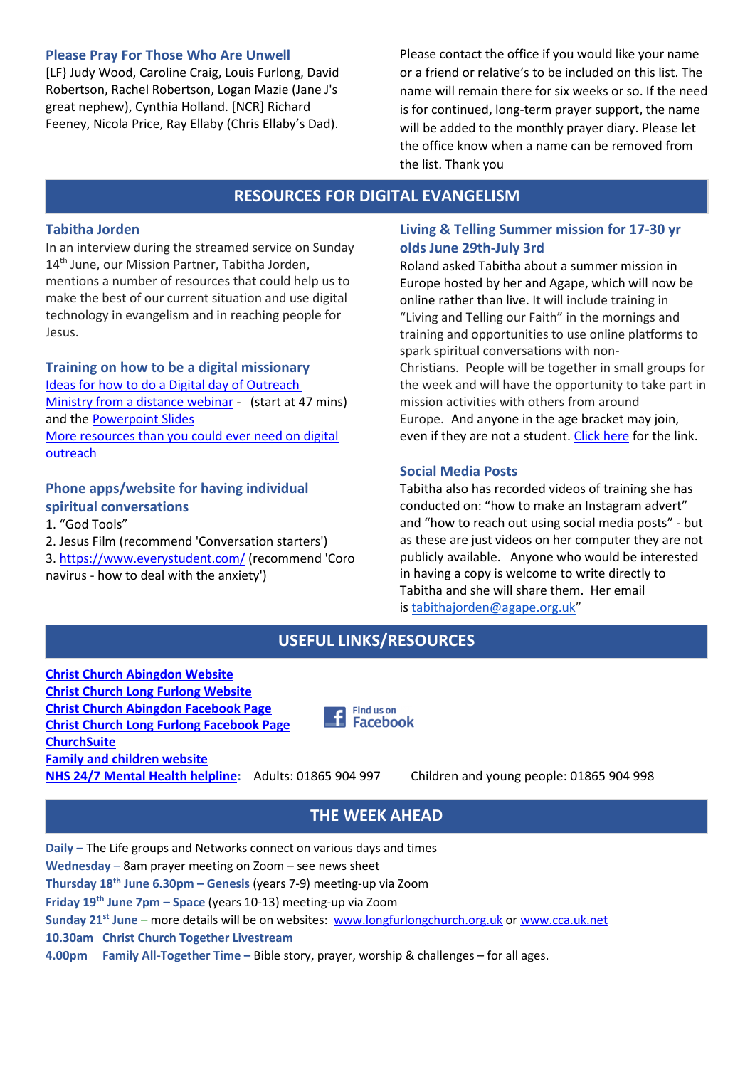### Please Pray For Those Who Are Unwell

[LF} Judy Wood, Caroline Craig, Louis Furlong, David Robertson, Rachel Robertson, Logan Mazie (Jane J's great nephew), Cynthia Holland. [NCR] Richard Feeney, Nicola Price, Ray Ellaby (Chris Ellaby's Dad).

Please contact the office if you would like your name or a friend or relative's to be included on this list. The name will remain there for six weeks or so. If the need is for continued, long-term prayer support, the name will be added to the monthly prayer diary. Please let the office know when a name can be removed from the list. Thank you

## RESOURCES FOR DIGITAL EVANGELISM

### Tabitha Jorden

In an interview during the streamed service on Sunday 14th June, our Mission Partner, Tabitha Jorden, mentions a number of resources that could help us to make the best of our current situation and use digital technology in evangelism and in reaching people for Jesus.

### Training on how to be a digital missionary

Ideas for how to do a Digital day of Outreach
Ministry from a distance webinar - (start at 47 mins) and the Powerpoint Slides
More resources than you could ever need on digital outreach

### Phone apps/website for having individual spiritual conversations

1. "God Tools"
2. Jesus Film (recommend 'Conversation starters')
3. https://www.everystudent.com/ (recommend 'Coro navirus - how to deal with the anxiety')

### Living & Telling Summer mission for 17-30 yr olds June 29th-July 3rd

Roland asked Tabitha about a summer mission in Europe hosted by her and Agape, which will now be online rather than live. It will include training in "Living and Telling our Faith" in the mornings and training and opportunities to use online platforms to spark spiritual conversations with non-Christians. People will be together in small groups for the week and will have the opportunity to take part in mission activities with others from around Europe. And anyone in the age bracket may join, even if they are not a student. Click here for the link.

### Social Media Posts

Tabitha also has recorded videos of training she has conducted on: "how to make an Instagram advert" and "how to reach out using social media posts" - but as these are just videos on her computer they are not publicly available. Anyone who would be interested in having a copy is welcome to write directly to Tabitha and she will share them. Her email is tabithajorden@agape.org.uk"

## USEFUL LINKS/RESOURCES

**Christ Church Abingdon Website**
**Christ Church Long Furlong Website**
**Christ Church Abingdon Facebook Page**
**Christ Church Long Furlong Facebook Page**
**ChurchSuite**
**Family and children website**
**NHS 24/7 Mental Health helpline:** Adults: 01865 904 997 Children and young people: 01865 904 998

Find us on Facebook

## THE WEEK AHEAD

**Daily** – The Life groups and Networks connect on various days and times
**Wednesday** – 8am prayer meeting on Zoom – see news sheet
**Thursday 18th June 6.30pm – Genesis** (years 7-9) meeting-up via Zoom
**Friday 19th June 7pm – Space** (years 10-13) meeting-up via Zoom
**Sunday 21st June** – more details will be on websites: www.longfurlongchurch.org.uk or www.cca.uk.net
**10.30am Christ Church Together Livestream**
**4.00pm Family All-Together Time** – Bible story, prayer, worship & challenges – for all ages.